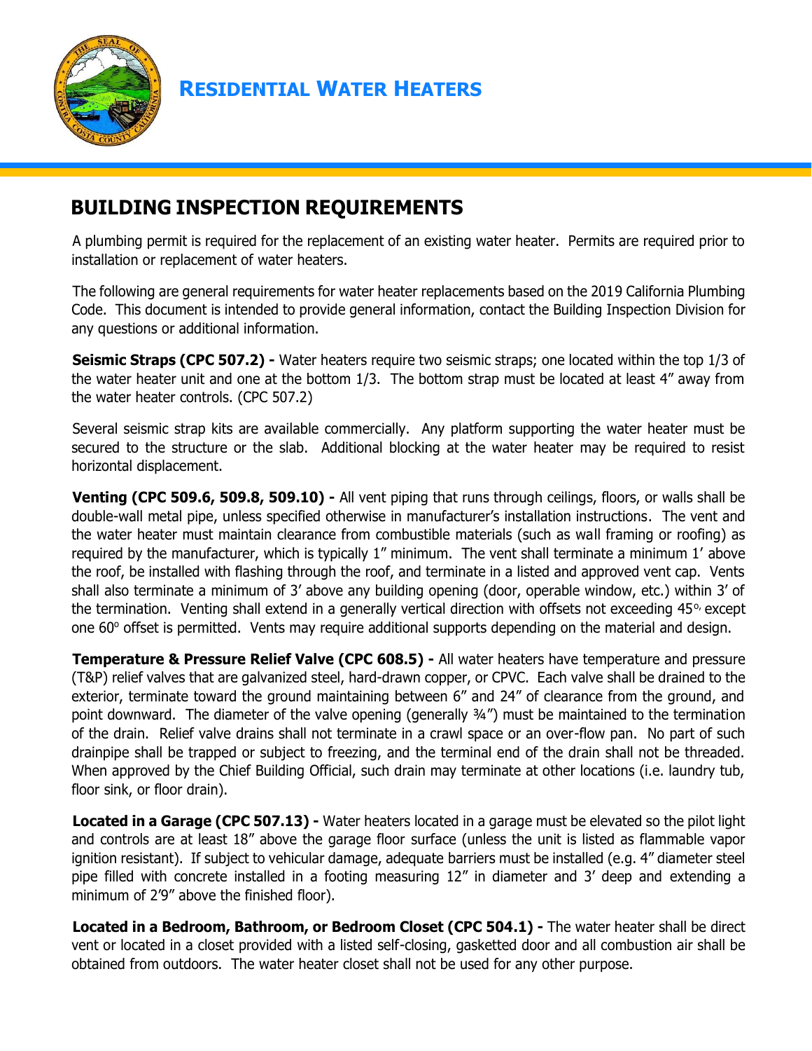# RESIDENTIAL WATER HEATERS

## BUILDING INSPECTION REQUIREMENTS

A plumbing permit is required for the replacement of an existing water heater. Permits are required prior to installation or replacement of water heaters.

The following are general requirements for water heater replacements based on the 2019 California Plumbing Code. This document is intended to provide general information, contact the Building Inspection Division for any questions or additional information.

**Seismic Straps (CPC 507.2) -** Water heaters require two seismic straps; one located within the top 1/3 of the water heater unit and one at the bottom 1/3. The bottom strap must be located at least 4" away from the water heater controls. (CPC 507.2)

Several seismic strap kits are available commercially. Any platform supporting the water heater must be secured to the structure or the slab. Additional blocking at the water heater may be required to resist horizontal displacement.

**Venting (CPC 509.6, 509.8, 509.10) -** All vent piping that runs through ceilings, floors, or walls shall be double-wall metal pipe, unless specified otherwise in manufacturer's installation instructions. The vent and the water heater must maintain clearance from combustible materials (such as wall framing or roofing) as required by the manufacturer, which is typically 1" minimum. The vent shall terminate a minimum 1' above the roof, be installed with flashing through the roof, and terminate in a listed and approved vent cap. Vents shall also terminate a minimum of 3' above any building opening (door, operable window, etc.) within 3' of the termination. Venting shall extend in a generally vertical direction with offsets not exceeding 45°, except one 60° offset is permitted. Vents may require additional supports depending on the material and design.

**Temperature & Pressure Relief Valve (CPC 608.5) -** All water heaters have temperature and pressure (T&P) relief valves that are galvanized steel, hard-drawn copper, or CPVC. Each valve shall be drained to the exterior, terminate toward the ground maintaining between 6" and 24" of clearance from the ground, and point downward. The diameter of the valve opening (generally ¾") must be maintained to the termination of the drain. Relief valve drains shall not terminate in a crawl space or an over-flow pan. No part of such drainpipe shall be trapped or subject to freezing, and the terminal end of the drain shall not be threaded. When approved by the Chief Building Official, such drain may terminate at other locations (i.e. laundry tub, floor sink, or floor drain).

**Located in a Garage (CPC 507.13) -** Water heaters located in a garage must be elevated so the pilot light and controls are at least 18" above the garage floor surface (unless the unit is listed as flammable vapor ignition resistant). If subject to vehicular damage, adequate barriers must be installed (e.g. 4" diameter steel pipe filled with concrete installed in a footing measuring 12" in diameter and 3' deep and extending a minimum of 2'9" above the finished floor).

**Located in a Bedroom, Bathroom, or Bedroom Closet (CPC 504.1) -** The water heater shall be direct vent or located in a closet provided with a listed self-closing, gasketted door and all combustion air shall be obtained from outdoors. The water heater closet shall not be used for any other purpose.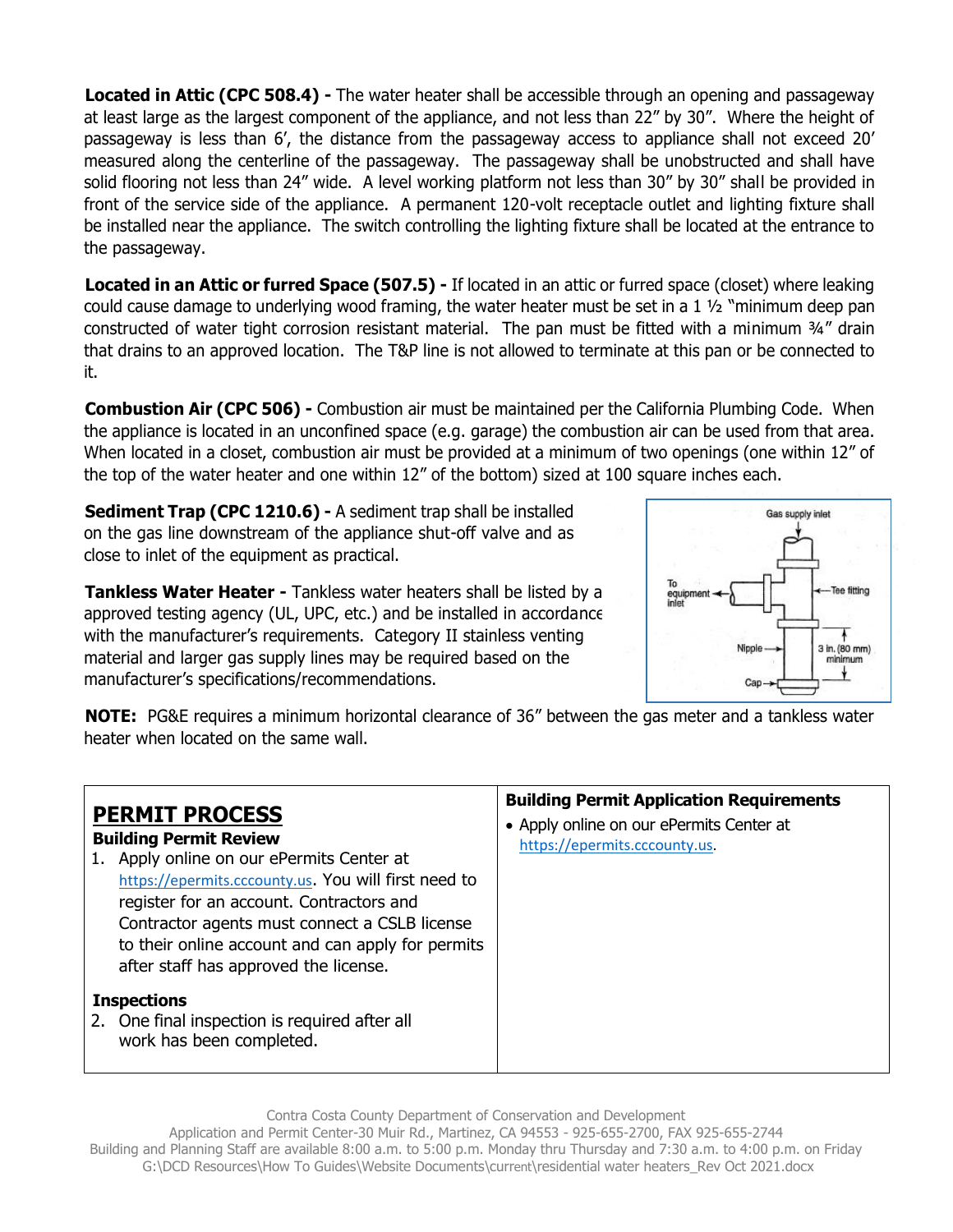**Located in Attic (CPC 508.4) -** The water heater shall be accessible through an opening and passageway at least large as the largest component of the appliance, and not less than 22" by 30". Where the height of passageway is less than 6', the distance from the passageway access to appliance shall not exceed 20' measured along the centerline of the passageway. The passageway shall be unobstructed and shall have solid flooring not less than 24" wide. A level working platform not less than 30" by 30" shall be provided in front of the service side of the appliance. A permanent 120-volt receptacle outlet and lighting fixture shall be installed near the appliance. The switch controlling the lighting fixture shall be located at the entrance to the passageway.

**Located in an Attic or furred Space (507.5) -** If located in an attic or furred space (closet) where leaking could cause damage to underlying wood framing, the water heater must be set in a 1 ½ "minimum deep pan constructed of water tight corrosion resistant material. The pan must be fitted with a minimum ¾" drain that drains to an approved location. The T&P line is not allowed to terminate at this pan or be connected to it.

**Combustion Air (CPC 506) -** Combustion air must be maintained per the California Plumbing Code. When the appliance is located in an unconfined space (e.g. garage) the combustion air can be used from that area. When located in a closet, combustion air must be provided at a minimum of two openings (one within 12" of the top of the water heater and one within 12" of the bottom) sized at 100 square inches each.

**Sediment Trap (CPC 1210.6) -** A sediment trap shall be installed on the gas line downstream of the appliance shut-off valve and as close to inlet of the equipment as practical.

Gas supply inlet

To equipment inlet

Tee fitting

Nipple

3 in. (80 mm) minimum

Cap

**Tankless Water Heater -** Tankless water heaters shall be listed by a approved testing agency (UL, UPC, etc.) and be installed in accordance with the manufacturer's requirements. Category II stainless venting material and larger gas supply lines may be required based on the manufacturer's specifications/recommendations.

**NOTE:** PG&E requires a minimum horizontal clearance of 36" between the gas meter and a tankless water heater when located on the same wall.

## PERMIT PROCESS

**Building Permit Review**

1. Apply online on our ePermits Center at https://epermits.cccounty.us. You will first need to register for an account. Contractors and Contractor agents must connect a CSLB license to their online account and can apply for permits after staff has approved the license.

**Inspections**

2. One final inspection is required after all work has been completed.

**Building Permit Application Requirements**

- Apply online on our ePermits Center at https://epermits.cccounty.us.

Contra Costa County Department of Conservation and Development
Application and Permit Center-30 Muir Rd., Martinez, CA 94553 - 925-655-2700, FAX 925-655-2744
Building and Planning Staff are available 8:00 a.m. to 5:00 p.m. Monday thru Thursday and 7:30 a.m. to 4:00 p.m. on Friday
G:\DCD Resources\How To Guides\Website Documents\current\residential water heaters_Rev Oct 2021.docx